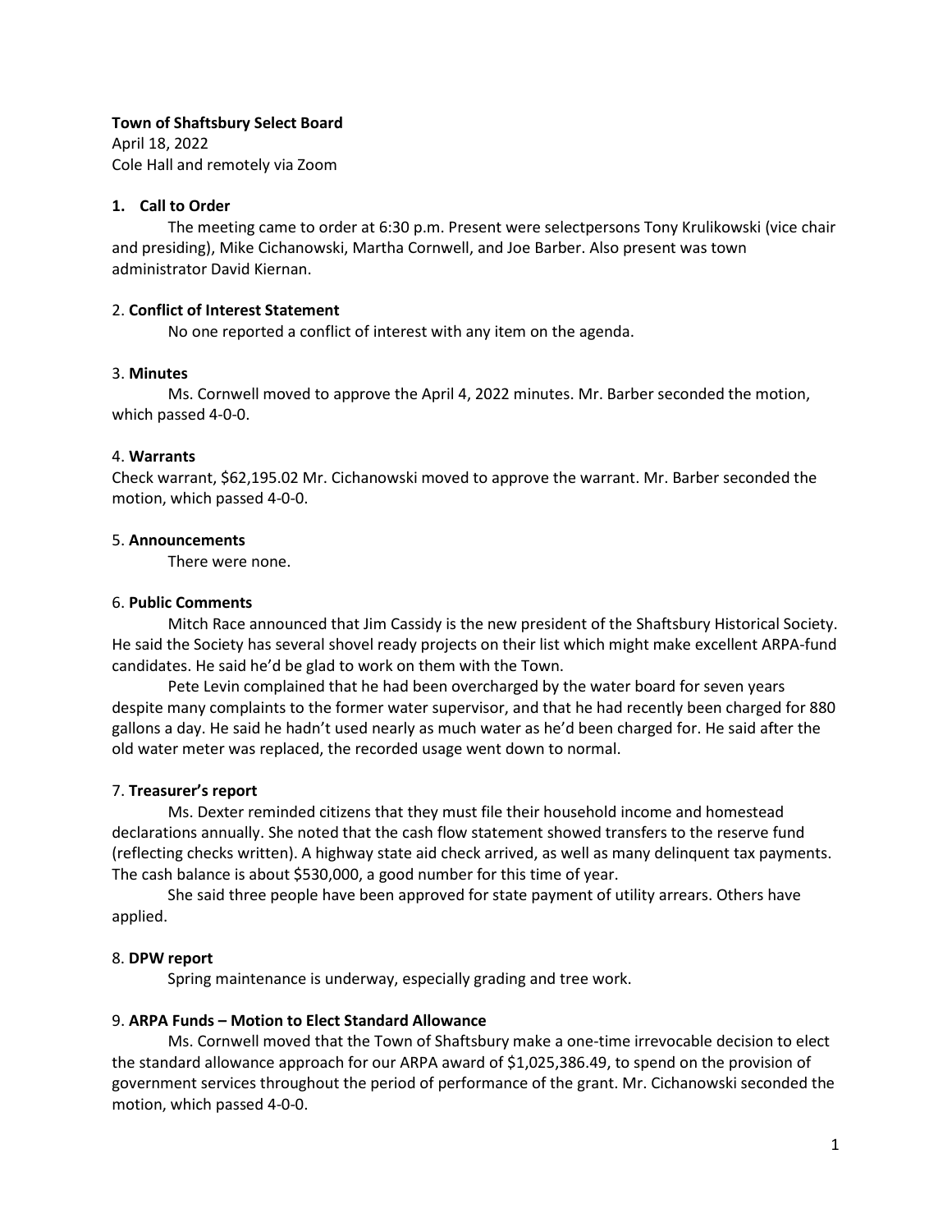**Town of Shaftsbury Select Board**
April 18, 2022
Cole Hall and remotely via Zoom

**1. Call to Order**

The meeting came to order at 6:30 p.m. Present were selectpersons Tony Krulikowski (vice chair and presiding), Mike Cichanowski, Martha Cornwell, and Joe Barber. Also present was town administrator David Kiernan.

2. **Conflict of Interest Statement**

No one reported a conflict of interest with any item on the agenda.

3. **Minutes**

Ms. Cornwell moved to approve the April 4, 2022 minutes. Mr. Barber seconded the motion, which passed 4-0-0.

4. **Warrants**

Check warrant, $62,195.02 Mr. Cichanowski moved to approve the warrant. Mr. Barber seconded the motion, which passed 4-0-0.

5. **Announcements**

There were none.

6. **Public Comments**

Mitch Race announced that Jim Cassidy is the new president of the Shaftsbury Historical Society. He said the Society has several shovel ready projects on their list which might make excellent ARPA-fund candidates. He said he'd be glad to work on them with the Town.

Pete Levin complained that he had been overcharged by the water board for seven years despite many complaints to the former water supervisor, and that he had recently been charged for 880 gallons a day. He said he hadn't used nearly as much water as he'd been charged for. He said after the old water meter was replaced, the recorded usage went down to normal.

7. **Treasurer's report**

Ms. Dexter reminded citizens that they must file their household income and homestead declarations annually. She noted that the cash flow statement showed transfers to the reserve fund (reflecting checks written). A highway state aid check arrived, as well as many delinquent tax payments. The cash balance is about $530,000, a good number for this time of year.

She said three people have been approved for state payment of utility arrears. Others have applied.

8. **DPW report**

Spring maintenance is underway, especially grading and tree work.

9. **ARPA Funds – Motion to Elect Standard Allowance**

Ms. Cornwell moved that the Town of Shaftsbury make a one-time irrevocable decision to elect the standard allowance approach for our ARPA award of $1,025,386.49, to spend on the provision of government services throughout the period of performance of the grant. Mr. Cichanowski seconded the motion, which passed 4-0-0.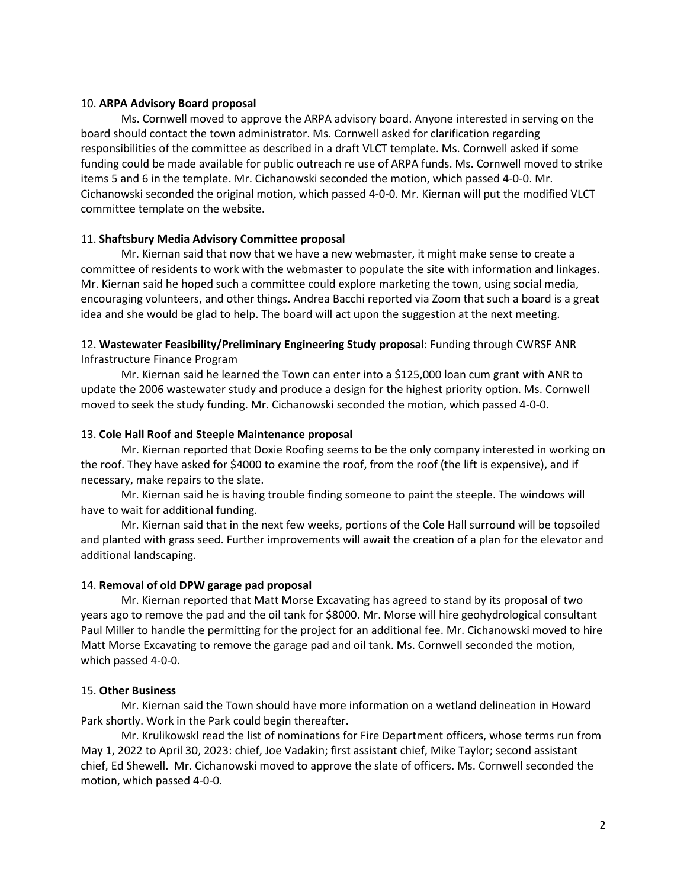10. **ARPA Advisory Board proposal**

Ms. Cornwell moved to approve the ARPA advisory board. Anyone interested in serving on the board should contact the town administrator. Ms. Cornwell asked for clarification regarding responsibilities of the committee as described in a draft VLCT template. Ms. Cornwell asked if some funding could be made available for public outreach re use of ARPA funds. Ms. Cornwell moved to strike items 5 and 6 in the template. Mr. Cichanowski seconded the motion, which passed 4-0-0. Mr. Cichanowski seconded the original motion, which passed 4-0-0. Mr. Kiernan will put the modified VLCT committee template on the website.

11. **Shaftsbury Media Advisory Committee proposal**

Mr. Kiernan said that now that we have a new webmaster, it might make sense to create a committee of residents to work with the webmaster to populate the site with information and linkages. Mr. Kiernan said he hoped such a committee could explore marketing the town, using social media, encouraging volunteers, and other things. Andrea Bacchi reported via Zoom that such a board is a great idea and she would be glad to help. The board will act upon the suggestion at the next meeting.

12. **Wastewater Feasibility/Preliminary Engineering Study proposal**: Funding through CWRSF ANR Infrastructure Finance Program

Mr. Kiernan said he learned the Town can enter into a $125,000 loan cum grant with ANR to update the 2006 wastewater study and produce a design for the highest priority option. Ms. Cornwell moved to seek the study funding. Mr. Cichanowski seconded the motion, which passed 4-0-0.

13. **Cole Hall Roof and Steeple Maintenance proposal**

Mr. Kiernan reported that Doxie Roofing seems to be the only company interested in working on the roof. They have asked for $4000 to examine the roof, from the roof (the lift is expensive), and if necessary, make repairs to the slate.

Mr. Kiernan said he is having trouble finding someone to paint the steeple. The windows will have to wait for additional funding.

Mr. Kiernan said that in the next few weeks, portions of the Cole Hall surround will be topsoiled and planted with grass seed. Further improvements will await the creation of a plan for the elevator and additional landscaping.

14. **Removal of old DPW garage pad proposal**

Mr. Kiernan reported that Matt Morse Excavating has agreed to stand by its proposal of two years ago to remove the pad and the oil tank for $8000. Mr. Morse will hire geohydrological consultant Paul Miller to handle the permitting for the project for an additional fee. Mr. Cichanowski moved to hire Matt Morse Excavating to remove the garage pad and oil tank. Ms. Cornwell seconded the motion, which passed 4-0-0.

15. **Other Business**

Mr. Kiernan said the Town should have more information on a wetland delineation in Howard Park shortly. Work in the Park could begin thereafter.

Mr. Krulikowskl read the list of nominations for Fire Department officers, whose terms run from May 1, 2022 to April 30, 2023: chief, Joe Vadakin; first assistant chief, Mike Taylor; second assistant chief, Ed Shewell. Mr. Cichanowski moved to approve the slate of officers. Ms. Cornwell seconded the motion, which passed 4-0-0.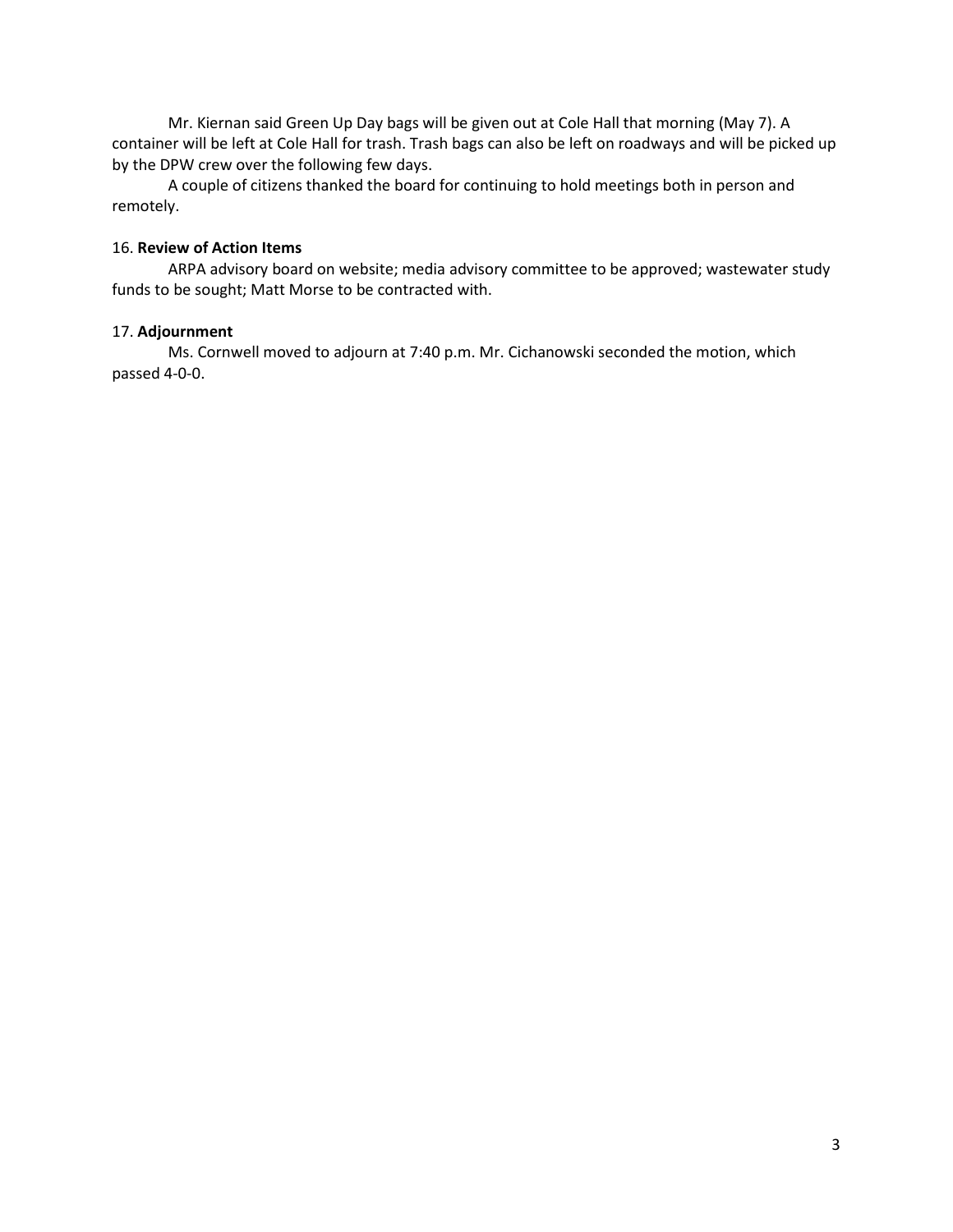Mr. Kiernan said Green Up Day bags will be given out at Cole Hall that morning (May 7). A container will be left at Cole Hall for trash. Trash bags can also be left on roadways and will be picked up by the DPW crew over the following few days.

A couple of citizens thanked the board for continuing to hold meetings both in person and remotely.

16. **Review of Action Items**

ARPA advisory board on website; media advisory committee to be approved; wastewater study funds to be sought; Matt Morse to be contracted with.

17. **Adjournment**

Ms. Cornwell moved to adjourn at 7:40 p.m. Mr. Cichanowski seconded the motion, which passed 4-0-0.